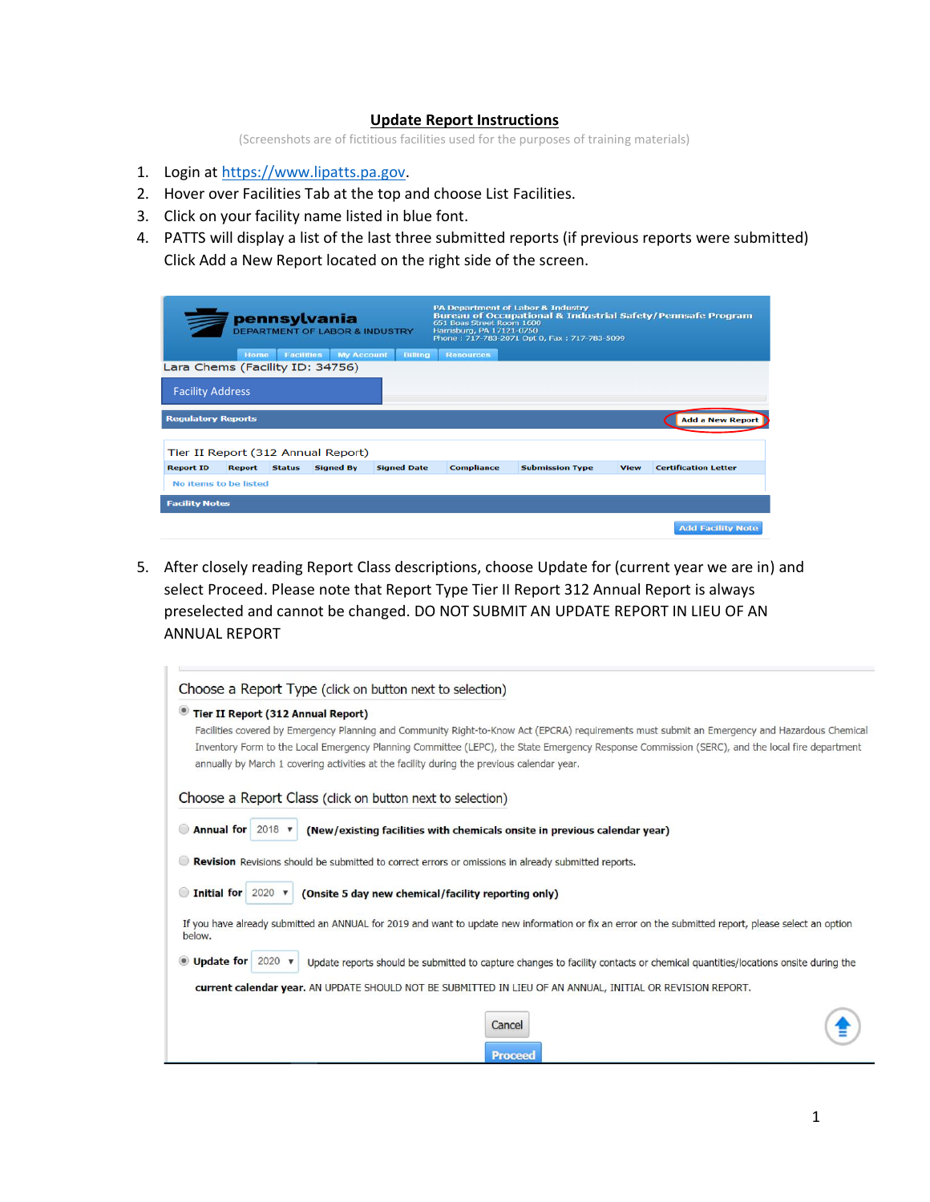# Update Report Instructions

(Screenshots are of fictitious facilities used for the purposes of training materials)

1. Login at https://www.lipatts.pa.gov.
2. Hover over Facilities Tab at the top and choose List Facilities.
3. Click on your facility name listed in blue font.
4. PATTS will display a list of the last three submitted reports (if previous reports were submitted) Click Add a New Report located on the right side of the screen.

5. After closely reading Report Class descriptions, choose Update for (current year we are in) and select Proceed. Please note that Report Type Tier II Report 312 Annual Report is always preselected and cannot be changed. DO NOT SUBMIT AN UPDATE REPORT IN LIEU OF AN ANNUAL REPORT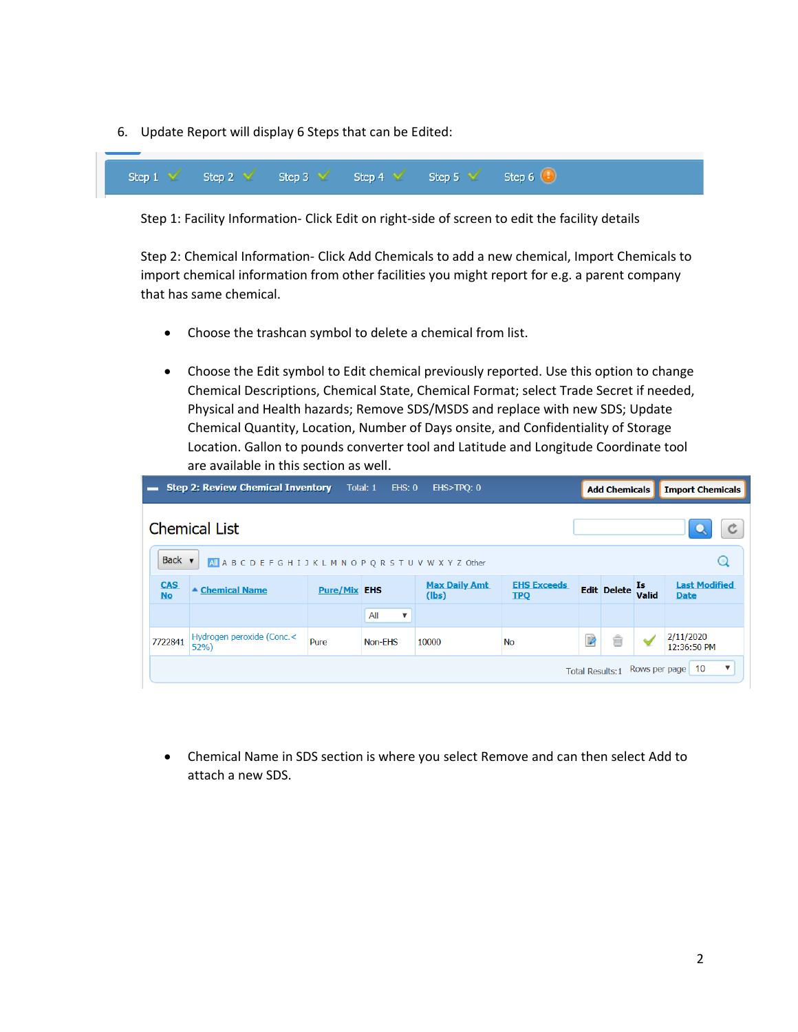6. Update Report will display 6 Steps that can be Edited:

Step 1: Facility Information- Click Edit on right-side of screen to edit the facility details

Step 2: Chemical Information- Click Add Chemicals to add a new chemical, Import Chemicals to import chemical information from other facilities you might report for e.g. a parent company that has same chemical.

- Choose the trashcan symbol to delete a chemical from list.

- Choose the Edit symbol to Edit chemical previously reported. Use this option to change Chemical Descriptions, Chemical State, Chemical Format; select Trade Secret if needed, Physical and Health hazards; Remove SDS/MSDS and replace with new SDS; Update Chemical Quantity, Location, Number of Days onsite, and Confidentiality of Storage Location. Gallon to pounds converter tool and Latitude and Longitude Coordinate tool are available in this section as well.

- Chemical Name in SDS section is where you select Remove and can then select Add to attach a new SDS.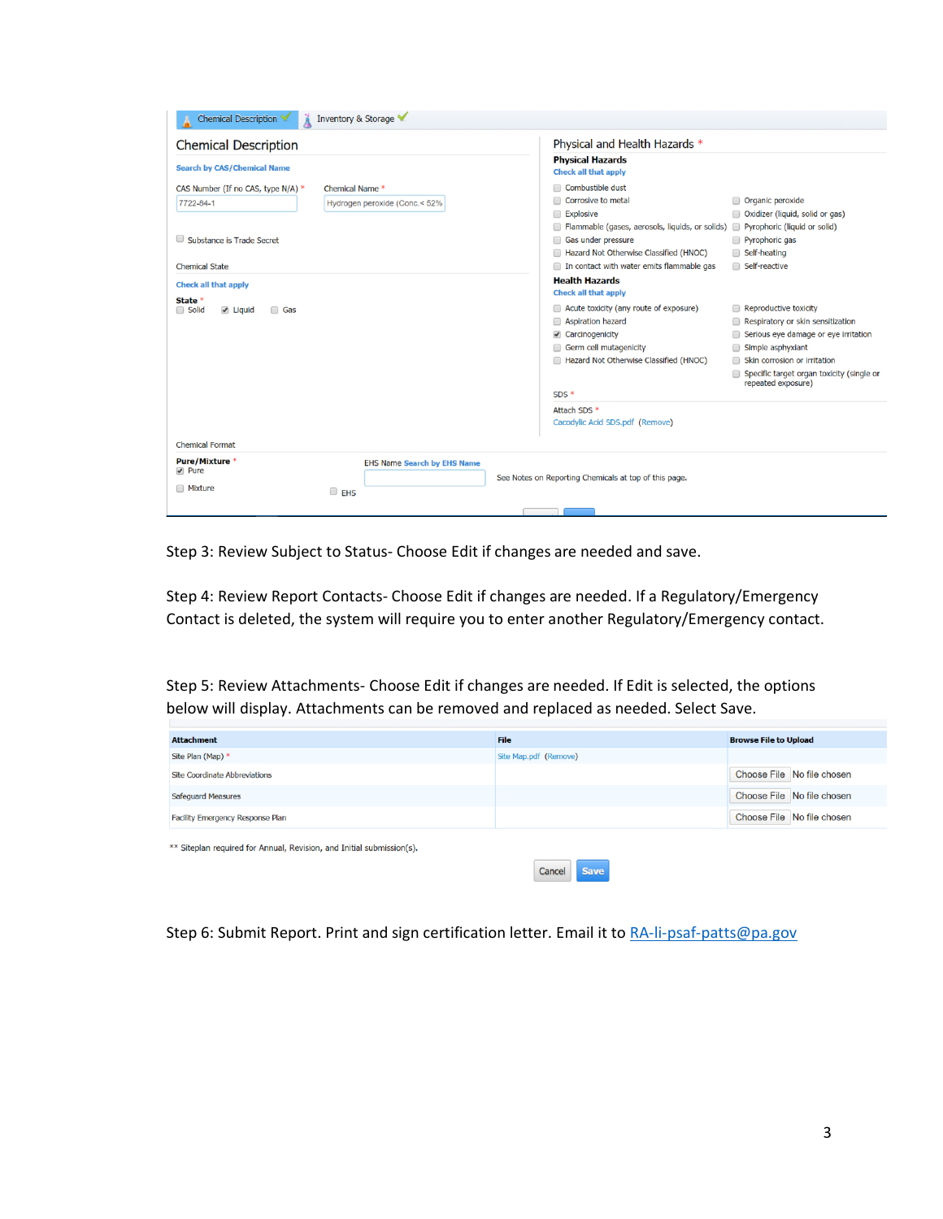Chemical Description ✓ | Inventory & Storage ✓

## Chemical Description

Search by CAS/Chemical Name

CAS Number (If no CAS, type N/A) * : 7722-84-1

Chemical Name * : Hydrogen peroxide (Conc.< 52%

☐ Substance is Trade Secret

Chemical State

Check all that apply

**State** *
☐ Solid ☑ Liquid ☐ Gas

## Physical and Health Hazards *

**Physical Hazards**
Check all that apply

☐ Combustible dust
☐ Corrosive to metal
☐ Explosive
☐ Flammable (gases, aerosols, liquids, or solids)
☐ Gas under pressure
☐ Hazard Not Otherwise Classified (HNOC)
☐ In contact with water emits flammable gas
☐ Organic peroxide
☐ Oxidizer (liquid, solid or gas)
☐ Pyrophoric (liquid or solid)
☐ Pyrophoric gas
☐ Self-heating
☐ Self-reactive

**Health Hazards**
Check all that apply

☐ Acute toxicity (any route of exposure)
☐ Aspiration hazard
☑ Carcinogenicity
☐ Germ cell mutagenicity
☐ Hazard Not Otherwise Classified (HNOC)
☐ Reproductive toxicity
☐ Respiratory or skin sensitization
☐ Serious eye damage or eye irritation
☐ Simple asphyxiant
☐ Skin corrosion or irritation
☐ Specific target organ toxicity (single or repeated exposure)

SDS *

Attach SDS *
Cacodylic Acid SDS.pdf (Remove)

Chemical Format

**Pure/Mixture** *
☑ Pure
☐ Mixture

EHS Name Search by EHS Name

☐ EHS

See Notes on Reporting Chemicals at top of this page.

Step 3: Review Subject to Status- Choose Edit if changes are needed and save.

Step 4: Review Report Contacts- Choose Edit if changes are needed. If a Regulatory/Emergency Contact is deleted, the system will require you to enter another Regulatory/Emergency contact.

Step 5: Review Attachments- Choose Edit if changes are needed. If Edit is selected, the options below will display. Attachments can be removed and replaced as needed. Select Save.

| Attachment | File | Browse File to Upload |
|---|---|---|
| Site Plan (Map) * | Site Map.pdf (Remove) | |
| Site Coordinate Abbreviations | | Choose File No file chosen |
| Safeguard Measures | | Choose File No file chosen |
| Facility Emergency Response Plan | | Choose File No file chosen |

** Siteplan required for Annual, Revision, and Initial submission(s).

Cancel | Save

Step 6: Submit Report. Print and sign certification letter. Email it to RA-li-psaf-patts@pa.gov